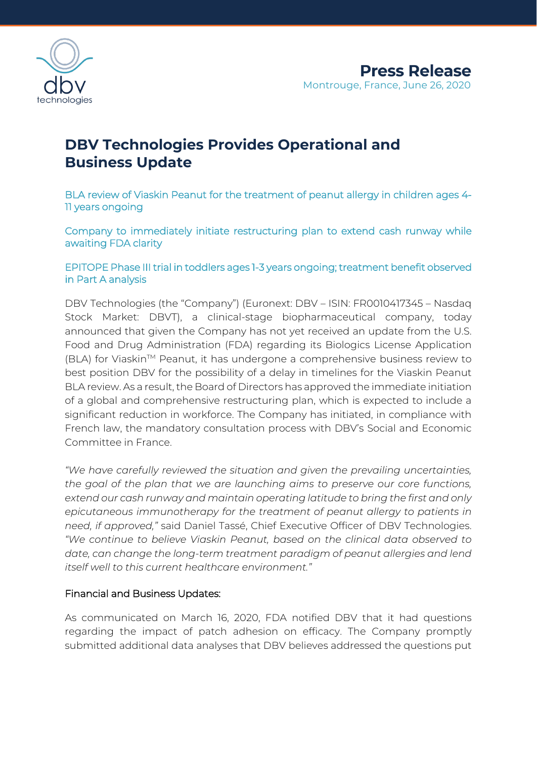**Press Release**
Montrouge, France, June 26, 2020

# DBV Technologies Provides Operational and Business Update

BLA review of Viaskin Peanut for the treatment of peanut allergy in children ages 4-11 years ongoing

Company to immediately initiate restructuring plan to extend cash runway while awaiting FDA clarity

EPITOPE Phase III trial in toddlers ages 1-3 years ongoing; treatment benefit observed in Part A analysis

DBV Technologies (the "Company") (Euronext: DBV – ISIN: FR0010417345 – Nasdaq Stock Market: DBVT), a clinical-stage biopharmaceutical company, today announced that given the Company has not yet received an update from the U.S. Food and Drug Administration (FDA) regarding its Biologics License Application (BLA) for Viaskin™ Peanut, it has undergone a comprehensive business review to best position DBV for the possibility of a delay in timelines for the Viaskin Peanut BLA review. As a result, the Board of Directors has approved the immediate initiation of a global and comprehensive restructuring plan, which is expected to include a significant reduction in workforce. The Company has initiated, in compliance with French law, the mandatory consultation process with DBV's Social and Economic Committee in France.

*"We have carefully reviewed the situation and given the prevailing uncertainties, the goal of the plan that we are launching aims to preserve our core functions, extend our cash runway and maintain operating latitude to bring the first and only epicutaneous immunotherapy for the treatment of peanut allergy to patients in need, if approved,"* said Daniel Tassé, Chief Executive Officer of DBV Technologies. *"We continue to believe Viaskin Peanut, based on the clinical data observed to date, can change the long-term treatment paradigm of peanut allergies and lend itself well to this current healthcare environment."*

## Financial and Business Updates:

As communicated on March 16, 2020, FDA notified DBV that it had questions regarding the impact of patch adhesion on efficacy. The Company promptly submitted additional data analyses that DBV believes addressed the questions put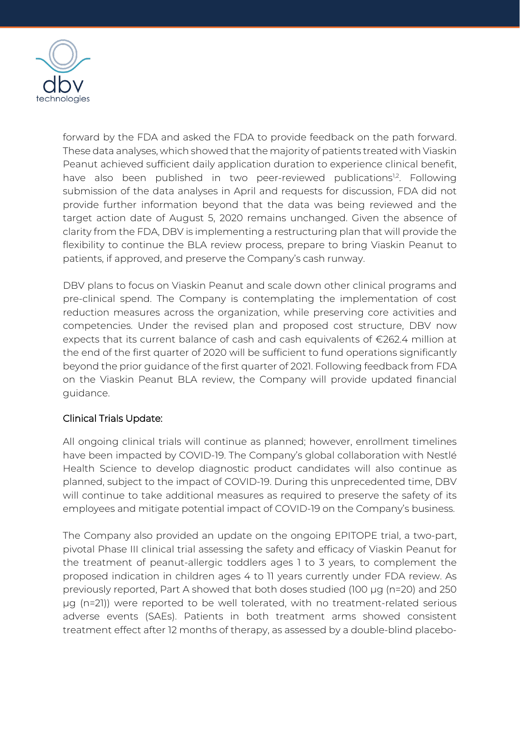forward by the FDA and asked the FDA to provide feedback on the path forward. These data analyses, which showed that the majority of patients treated with Viaskin Peanut achieved sufficient daily application duration to experience clinical benefit, have also been published in two peer-reviewed publications[1,2]. Following submission of the data analyses in April and requests for discussion, FDA did not provide further information beyond that the data was being reviewed and the target action date of August 5, 2020 remains unchanged. Given the absence of clarity from the FDA, DBV is implementing a restructuring plan that will provide the flexibility to continue the BLA review process, prepare to bring Viaskin Peanut to patients, if approved, and preserve the Company's cash runway.

DBV plans to focus on Viaskin Peanut and scale down other clinical programs and pre-clinical spend. The Company is contemplating the implementation of cost reduction measures across the organization, while preserving core activities and competencies. Under the revised plan and proposed cost structure, DBV now expects that its current balance of cash and cash equivalents of €262.4 million at the end of the first quarter of 2020 will be sufficient to fund operations significantly beyond the prior guidance of the first quarter of 2021. Following feedback from FDA on the Viaskin Peanut BLA review, the Company will provide updated financial guidance.

## Clinical Trials Update:

All ongoing clinical trials will continue as planned; however, enrollment timelines have been impacted by COVID-19. The Company's global collaboration with Nestlé Health Science to develop diagnostic product candidates will also continue as planned, subject to the impact of COVID-19. During this unprecedented time, DBV will continue to take additional measures as required to preserve the safety of its employees and mitigate potential impact of COVID-19 on the Company's business.

The Company also provided an update on the ongoing EPITOPE trial, a two-part, pivotal Phase III clinical trial assessing the safety and efficacy of Viaskin Peanut for the treatment of peanut-allergic toddlers ages 1 to 3 years, to complement the proposed indication in children ages 4 to 11 years currently under FDA review. As previously reported, Part A showed that both doses studied (100 µg (n=20) and 250 µg (n=21)) were reported to be well tolerated, with no treatment-related serious adverse events (SAEs). Patients in both treatment arms showed consistent treatment effect after 12 months of therapy, as assessed by a double-blind placebo-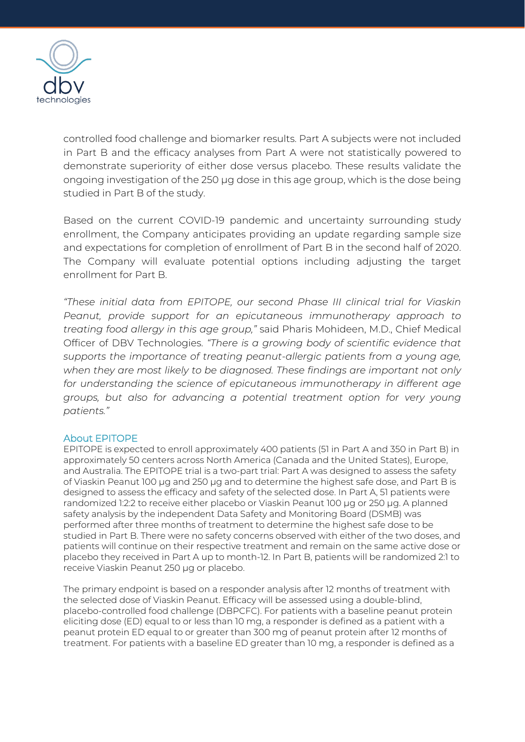controlled food challenge and biomarker results. Part A subjects were not included in Part B and the efficacy analyses from Part A were not statistically powered to demonstrate superiority of either dose versus placebo. These results validate the ongoing investigation of the 250 µg dose in this age group, which is the dose being studied in Part B of the study.

Based on the current COVID-19 pandemic and uncertainty surrounding study enrollment, the Company anticipates providing an update regarding sample size and expectations for completion of enrollment of Part B in the second half of 2020. The Company will evaluate potential options including adjusting the target enrollment for Part B.

*"These initial data from EPITOPE, our second Phase III clinical trial for Viaskin Peanut, provide support for an epicutaneous immunotherapy approach to treating food allergy in this age group,"* said Pharis Mohideen, M.D., Chief Medical Officer of DBV Technologies. *"There is a growing body of scientific evidence that supports the importance of treating peanut-allergic patients from a young age, when they are most likely to be diagnosed. These findings are important not only for understanding the science of epicutaneous immunotherapy in different age groups, but also for advancing a potential treatment option for very young patients."*

## About EPITOPE

EPITOPE is expected to enroll approximately 400 patients (51 in Part A and 350 in Part B) in approximately 50 centers across North America (Canada and the United States), Europe, and Australia. The EPITOPE trial is a two-part trial: Part A was designed to assess the safety of Viaskin Peanut 100 µg and 250 µg and to determine the highest safe dose, and Part B is designed to assess the efficacy and safety of the selected dose. In Part A, 51 patients were randomized 1:2:2 to receive either placebo or Viaskin Peanut 100 µg or 250 µg. A planned safety analysis by the independent Data Safety and Monitoring Board (DSMB) was performed after three months of treatment to determine the highest safe dose to be studied in Part B. There were no safety concerns observed with either of the two doses, and patients will continue on their respective treatment and remain on the same active dose or placebo they received in Part A up to month-12. In Part B, patients will be randomized 2:1 to receive Viaskin Peanut 250 µg or placebo.

The primary endpoint is based on a responder analysis after 12 months of treatment with the selected dose of Viaskin Peanut. Efficacy will be assessed using a double-blind, placebo-controlled food challenge (DBPCFC). For patients with a baseline peanut protein eliciting dose (ED) equal to or less than 10 mg, a responder is defined as a patient with a peanut protein ED equal to or greater than 300 mg of peanut protein after 12 months of treatment. For patients with a baseline ED greater than 10 mg, a responder is defined as a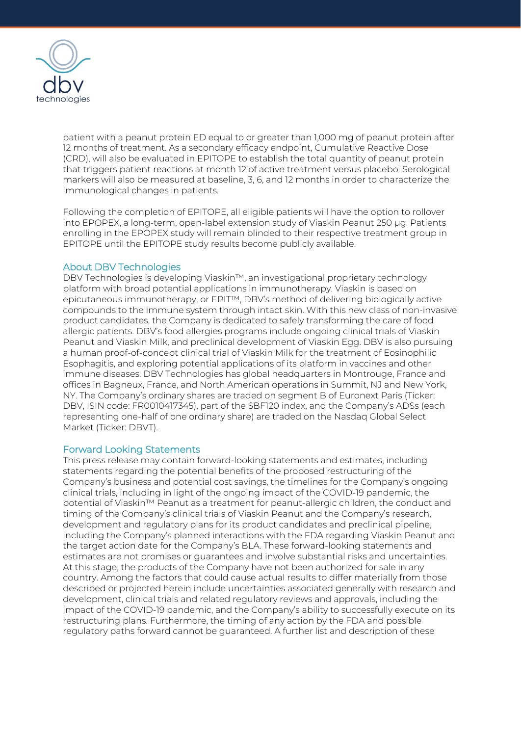patient with a peanut protein ED equal to or greater than 1,000 mg of peanut protein after 12 months of treatment. As a secondary efficacy endpoint, Cumulative Reactive Dose (CRD), will also be evaluated in EPITOPE to establish the total quantity of peanut protein that triggers patient reactions at month 12 of active treatment versus placebo. Serological markers will also be measured at baseline, 3, 6, and 12 months in order to characterize the immunological changes in patients.

Following the completion of EPITOPE, all eligible patients will have the option to rollover into EPOPEX, a long-term, open-label extension study of Viaskin Peanut 250 µg. Patients enrolling in the EPOPEX study will remain blinded to their respective treatment group in EPITOPE until the EPITOPE study results become publicly available.

## About DBV Technologies

DBV Technologies is developing Viaskin™, an investigational proprietary technology platform with broad potential applications in immunotherapy. Viaskin is based on epicutaneous immunotherapy, or EPIT™, DBV's method of delivering biologically active compounds to the immune system through intact skin. With this new class of non-invasive product candidates, the Company is dedicated to safely transforming the care of food allergic patients. DBV's food allergies programs include ongoing clinical trials of Viaskin Peanut and Viaskin Milk, and preclinical development of Viaskin Egg. DBV is also pursuing a human proof-of-concept clinical trial of Viaskin Milk for the treatment of Eosinophilic Esophagitis, and exploring potential applications of its platform in vaccines and other immune diseases. DBV Technologies has global headquarters in Montrouge, France and offices in Bagneux, France, and North American operations in Summit, NJ and New York, NY. The Company's ordinary shares are traded on segment B of Euronext Paris (Ticker: DBV, ISIN code: FR0010417345), part of the SBF120 index, and the Company's ADSs (each representing one-half of one ordinary share) are traded on the Nasdaq Global Select Market (Ticker: DBVT).

## Forward Looking Statements

This press release may contain forward-looking statements and estimates, including statements regarding the potential benefits of the proposed restructuring of the Company's business and potential cost savings, the timelines for the Company's ongoing clinical trials, including in light of the ongoing impact of the COVID-19 pandemic, the potential of Viaskin™ Peanut as a treatment for peanut-allergic children, the conduct and timing of the Company's clinical trials of Viaskin Peanut and the Company's research, development and regulatory plans for its product candidates and preclinical pipeline, including the Company's planned interactions with the FDA regarding Viaskin Peanut and the target action date for the Company's BLA. These forward-looking statements and estimates are not promises or guarantees and involve substantial risks and uncertainties. At this stage, the products of the Company have not been authorized for sale in any country. Among the factors that could cause actual results to differ materially from those described or projected herein include uncertainties associated generally with research and development, clinical trials and related regulatory reviews and approvals, including the impact of the COVID-19 pandemic, and the Company's ability to successfully execute on its restructuring plans. Furthermore, the timing of any action by the FDA and possible regulatory paths forward cannot be guaranteed. A further list and description of these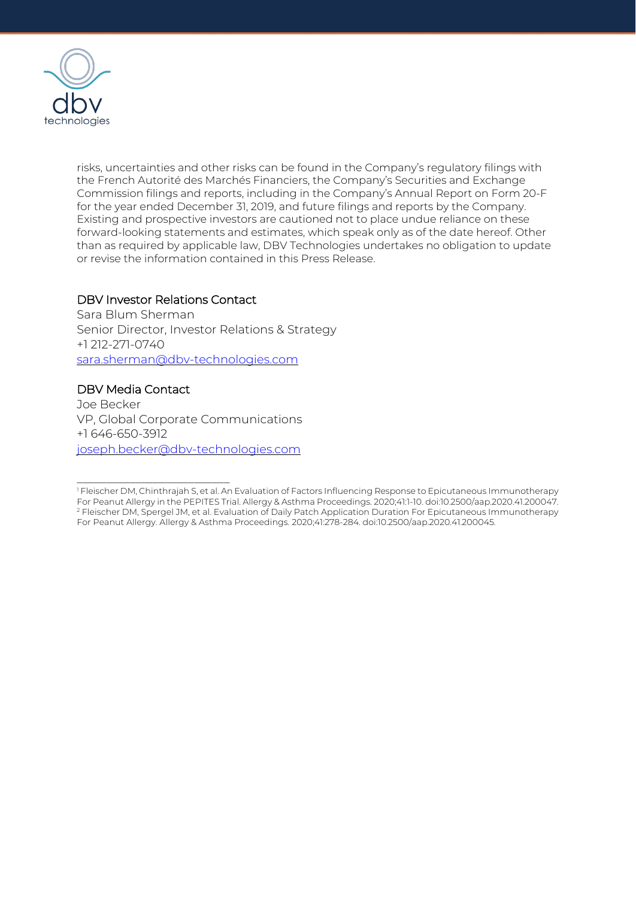risks, uncertainties and other risks can be found in the Company's regulatory filings with the French Autorité des Marchés Financiers, the Company's Securities and Exchange Commission filings and reports, including in the Company's Annual Report on Form 20-F for the year ended December 31, 2019, and future filings and reports by the Company. Existing and prospective investors are cautioned not to place undue reliance on these forward-looking statements and estimates, which speak only as of the date hereof. Other than as required by applicable law, DBV Technologies undertakes no obligation to update or revise the information contained in this Press Release.

### DBV Investor Relations Contact

Sara Blum Sherman
Senior Director, Investor Relations & Strategy
+1 212-271-0740
sara.sherman@dbv-technologies.com

### DBV Media Contact

Joe Becker
VP, Global Corporate Communications
+1 646-650-3912
joseph.becker@dbv-technologies.com

---

[1] Fleischer DM, Chinthrajah S, et al. An Evaluation of Factors Influencing Response to Epicutaneous Immunotherapy For Peanut Allergy in the PEPITES Trial. Allergy & Asthma Proceedings. 2020;41:1-10. doi:10.2500/aap.2020.41.200047.
[2] Fleischer DM, Spergel JM, et al. Evaluation of Daily Patch Application Duration For Epicutaneous Immunotherapy For Peanut Allergy. Allergy & Asthma Proceedings. 2020;41:278-284. doi:10.2500/aap.2020.41.200045.